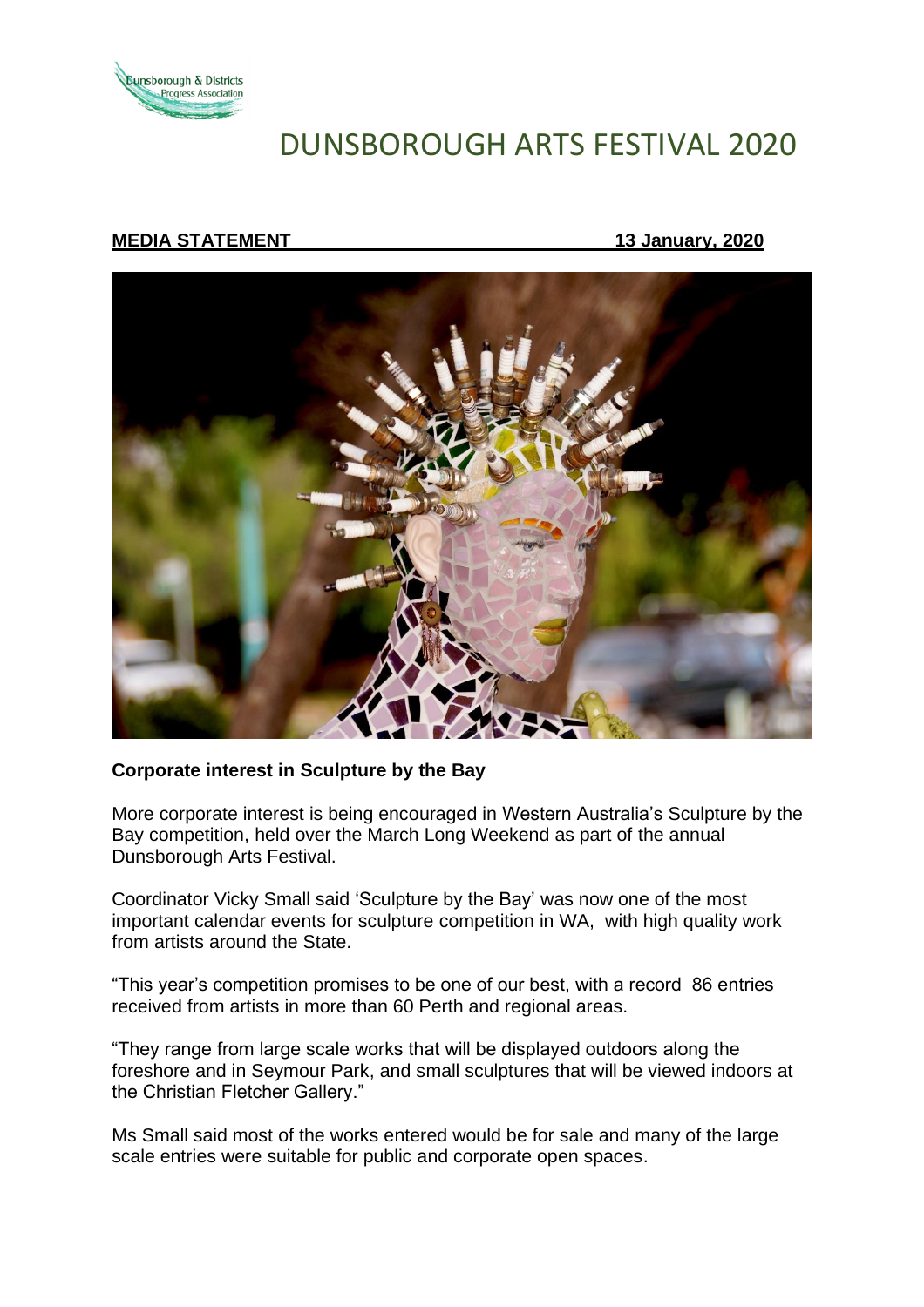# DUNSBOROUGH ARTS FESTIVAL 2020

**MEDIA STATEMENT** **13 January, 2020**

**Corporate interest in Sculpture by the Bay**

More corporate interest is being encouraged in Western Australia's Sculpture by the Bay competition, held over the March Long Weekend as part of the annual Dunsborough Arts Festival.

Coordinator Vicky Small said 'Sculpture by the Bay' was now one of the most important calendar events for sculpture competition in WA, with high quality work from artists around the State.

"This year's competition promises to be one of our best, with a record 86 entries received from artists in more than 60 Perth and regional areas.

"They range from large scale works that will be displayed outdoors along the foreshore and in Seymour Park, and small sculptures that will be viewed indoors at the Christian Fletcher Gallery."

Ms Small said most of the works entered would be for sale and many of the large scale entries were suitable for public and corporate open spaces.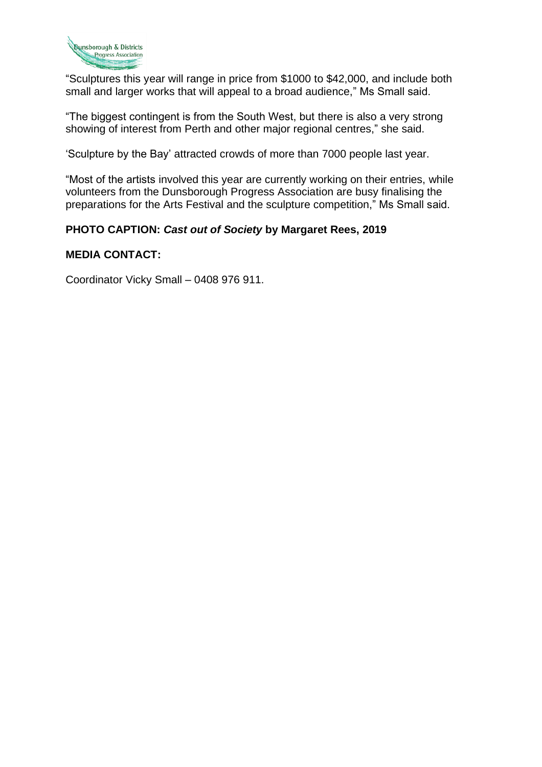"Sculptures this year will range in price from $1000 to $42,000, and include both small and larger works that will appeal to a broad audience," Ms Small said.

"The biggest contingent is from the South West, but there is also a very strong showing of interest from Perth and other major regional centres," she said.

'Sculpture by the Bay' attracted crowds of more than 7000 people last year.

"Most of the artists involved this year are currently working on their entries, while volunteers from the Dunsborough Progress Association are busy finalising the preparations for the Arts Festival and the sculpture competition," Ms Small said.

**PHOTO CAPTION: *Cast out of Society* by Margaret Rees, 2019**

**MEDIA CONTACT:**

Coordinator Vicky Small – 0408 976 911.